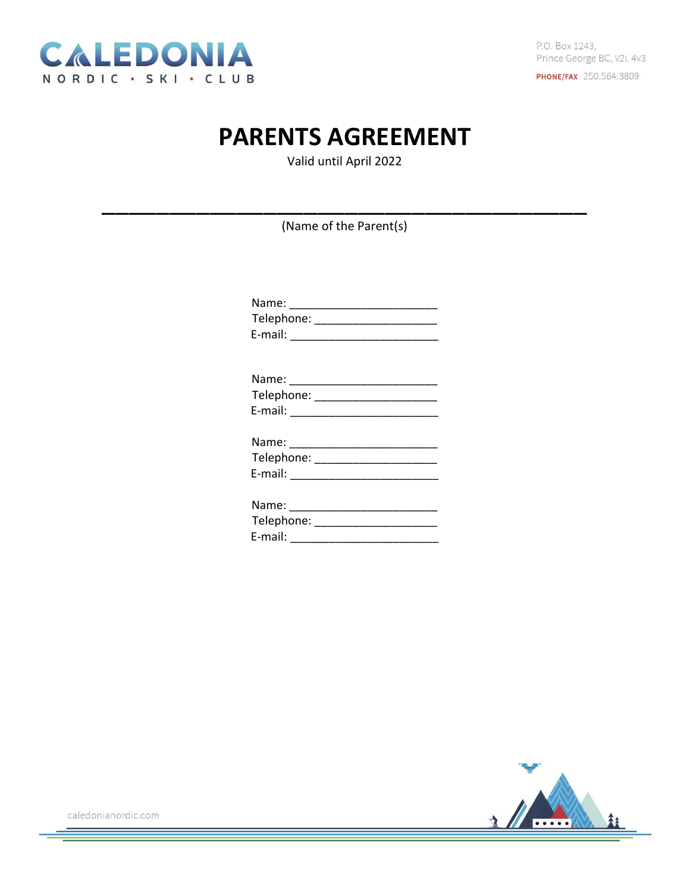CALEDONIA NORDIC • SKI • CLUB

P.O. Box 1243,
Prince George BC, V2L 4V3

PHONE/FAX 250.564.3809

# PARENTS AGREEMENT

Valid until April 2022

______________________________________________

(Name of the Parent(s)

Name: ________________________
Telephone: ____________________
E-mail: ________________________

Name: ________________________
Telephone: ____________________
E-mail: ________________________

Name: ________________________
Telephone: ____________________
E-mail: ________________________

Name: ________________________
Telephone: ____________________
E-mail: ________________________

caledonianordic.com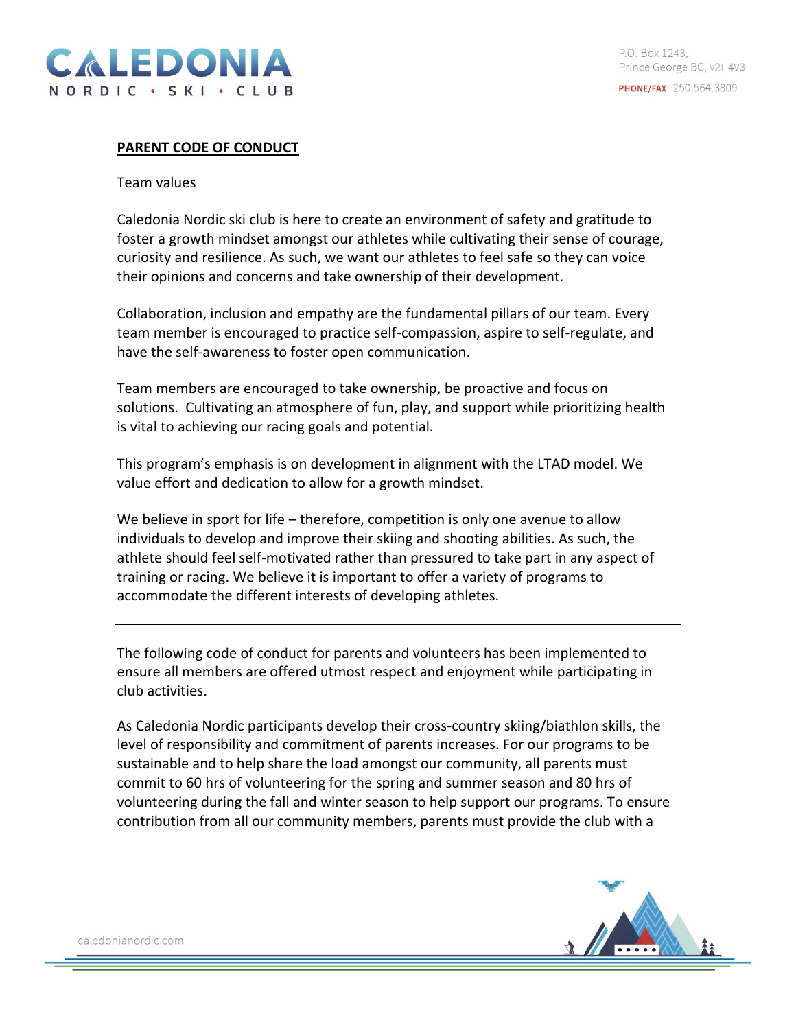**PARENT CODE OF CONDUCT**

Team values

Caledonia Nordic ski club is here to create an environment of safety and gratitude to foster a growth mindset amongst our athletes while cultivating their sense of courage, curiosity and resilience. As such, we want our athletes to feel safe so they can voice their opinions and concerns and take ownership of their development.

Collaboration, inclusion and empathy are the fundamental pillars of our team. Every team member is encouraged to practice self-compassion, aspire to self-regulate, and have the self-awareness to foster open communication.

Team members are encouraged to take ownership, be proactive and focus on solutions. Cultivating an atmosphere of fun, play, and support while prioritizing health is vital to achieving our racing goals and potential.

This program's emphasis is on development in alignment with the LTAD model. We value effort and dedication to allow for a growth mindset.

We believe in sport for life – therefore, competition is only one avenue to allow individuals to develop and improve their skiing and shooting abilities. As such, the athlete should feel self-motivated rather than pressured to take part in any aspect of training or racing. We believe it is important to offer a variety of programs to accommodate the different interests of developing athletes.

---

The following code of conduct for parents and volunteers has been implemented to ensure all members are offered utmost respect and enjoyment while participating in club activities.

As Caledonia Nordic participants develop their cross-country skiing/biathlon skills, the level of responsibility and commitment of parents increases. For our programs to be sustainable and to help share the load amongst our community, all parents must commit to 60 hrs of volunteering for the spring and summer season and 80 hrs of volunteering during the fall and winter season to help support our programs. To ensure contribution from all our community members, parents must provide the club with a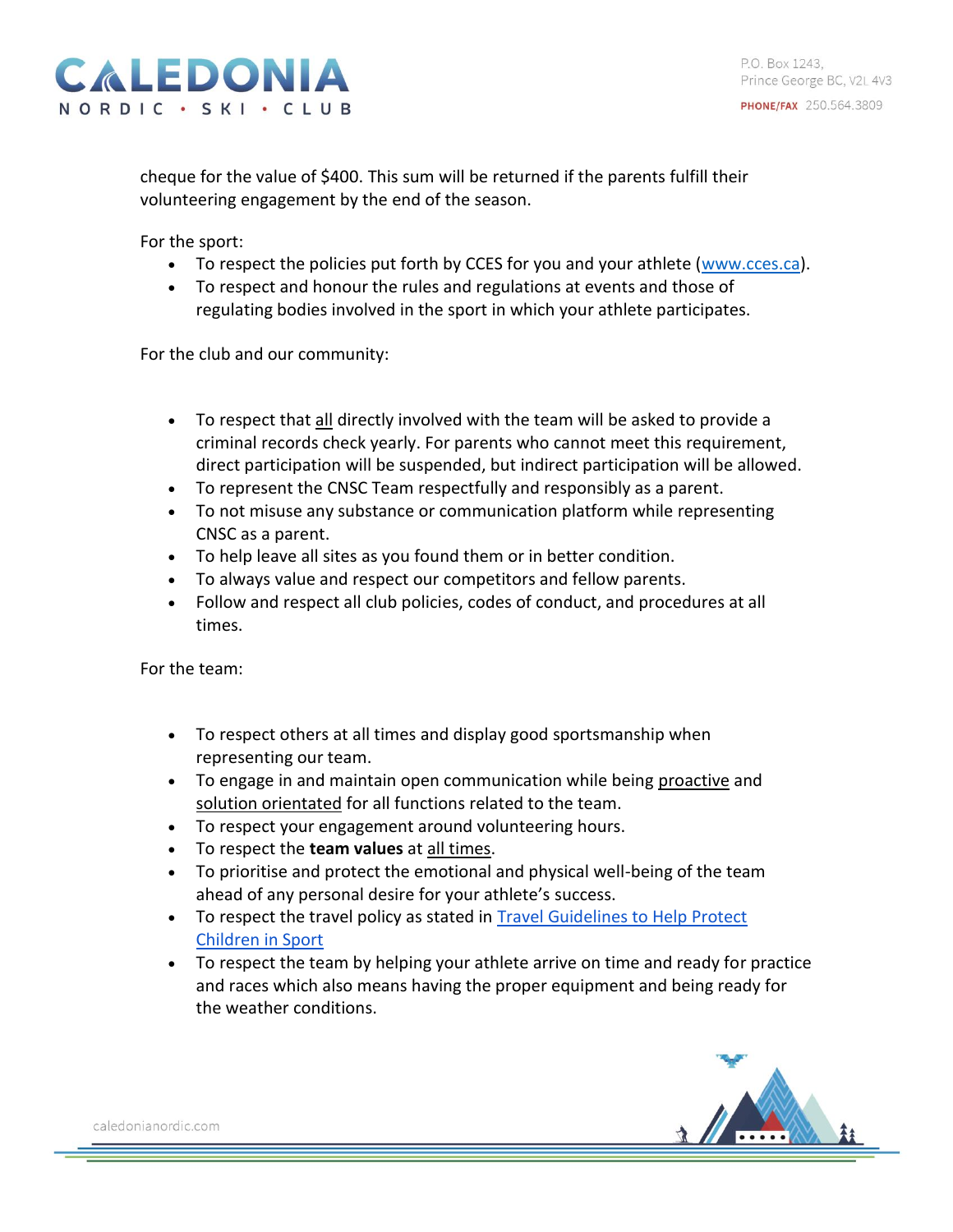cheque for the value of $400. This sum will be returned if the parents fulfill their volunteering engagement by the end of the season.

For the sport:

- To respect the policies put forth by CCES for you and your athlete ([www.cces.ca](http://www.cces.ca)).
- To respect and honour the rules and regulations at events and those of regulating bodies involved in the sport in which your athlete participates.

For the club and our community:

- To respect that <u>all</u> directly involved with the team will be asked to provide a criminal records check yearly. For parents who cannot meet this requirement, direct participation will be suspended, but indirect participation will be allowed.
- To represent the CNSC Team respectfully and responsibly as a parent.
- To not misuse any substance or communication platform while representing CNSC as a parent.
- To help leave all sites as you found them or in better condition.
- To always value and respect our competitors and fellow parents.
- Follow and respect all club policies, codes of conduct, and procedures at all times.

For the team:

- To respect others at all times and display good sportsmanship when representing our team.
- To engage in and maintain open communication while being <u>proactive</u> and <u>solution orientated</u> for all functions related to the team.
- To respect your engagement around volunteering hours.
- To respect the **team values** at <u>all times</u>.
- To prioritise and protect the emotional and physical well-being of the team ahead of any personal desire for your athlete's success.
- To respect the travel policy as stated in Travel Guidelines to Help Protect Children in Sport
- To respect the team by helping your athlete arrive on time and ready for practice and races which also means having the proper equipment and being ready for the weather conditions.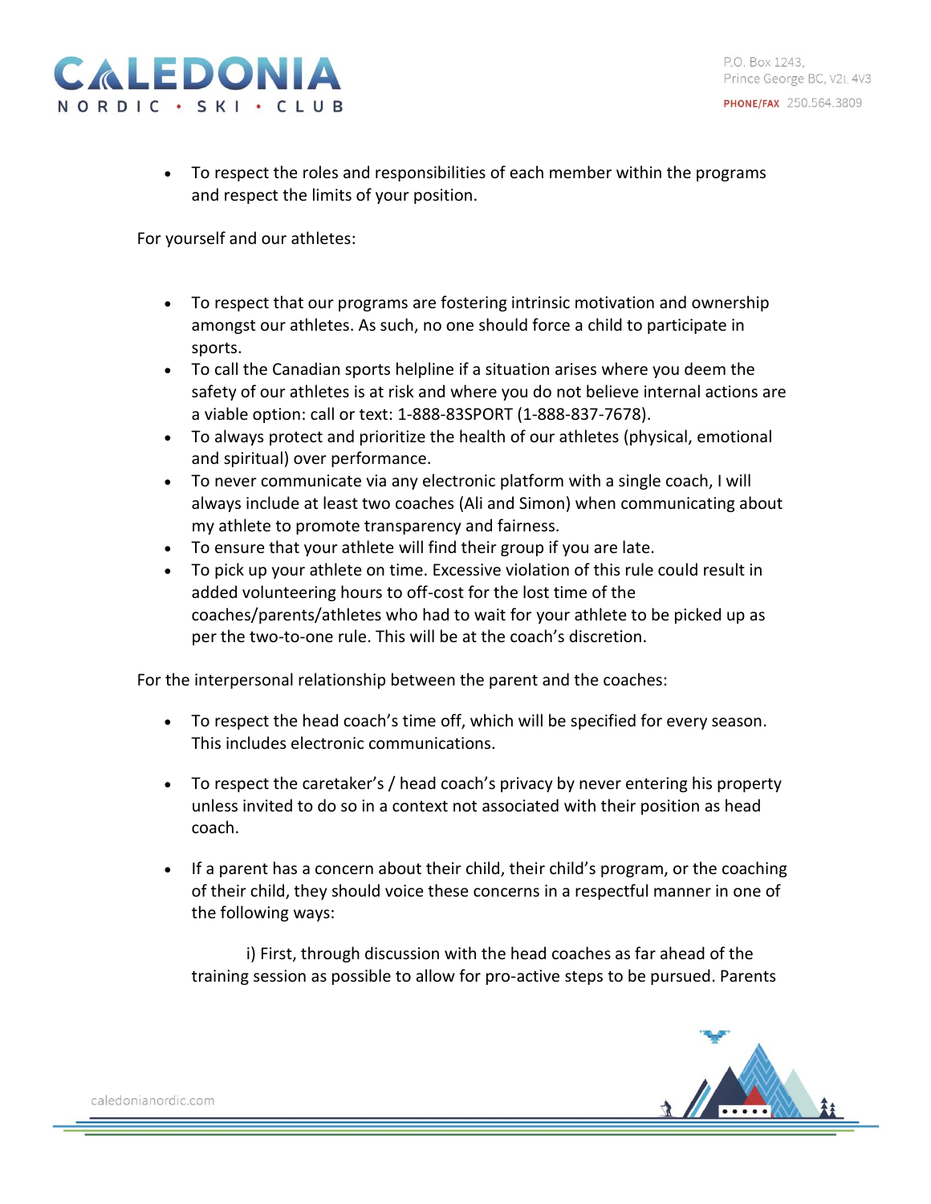- To respect the roles and responsibilities of each member within the programs and respect the limits of your position.

For yourself and our athletes:

- To respect that our programs are fostering intrinsic motivation and ownership amongst our athletes. As such, no one should force a child to participate in sports.
- To call the Canadian sports helpline if a situation arises where you deem the safety of our athletes is at risk and where you do not believe internal actions are a viable option: call or text: 1-888-83SPORT (1-888-837-7678).
- To always protect and prioritize the health of our athletes (physical, emotional and spiritual) over performance.
- To never communicate via any electronic platform with a single coach, I will always include at least two coaches (Ali and Simon) when communicating about my athlete to promote transparency and fairness.
- To ensure that your athlete will find their group if you are late.
- To pick up your athlete on time. Excessive violation of this rule could result in added volunteering hours to off-cost for the lost time of the coaches/parents/athletes who had to wait for your athlete to be picked up as per the two-to-one rule. This will be at the coach's discretion.

For the interpersonal relationship between the parent and the coaches:

- To respect the head coach's time off, which will be specified for every season. This includes electronic communications.

- To respect the caretaker's / head coach's privacy by never entering his property unless invited to do so in a context not associated with their position as head coach.

- If a parent has a concern about their child, their child's program, or the coaching of their child, they should voice these concerns in a respectful manner in one of the following ways:

  i) First, through discussion with the head coaches as far ahead of the training session as possible to allow for pro-active steps to be pursued. Parents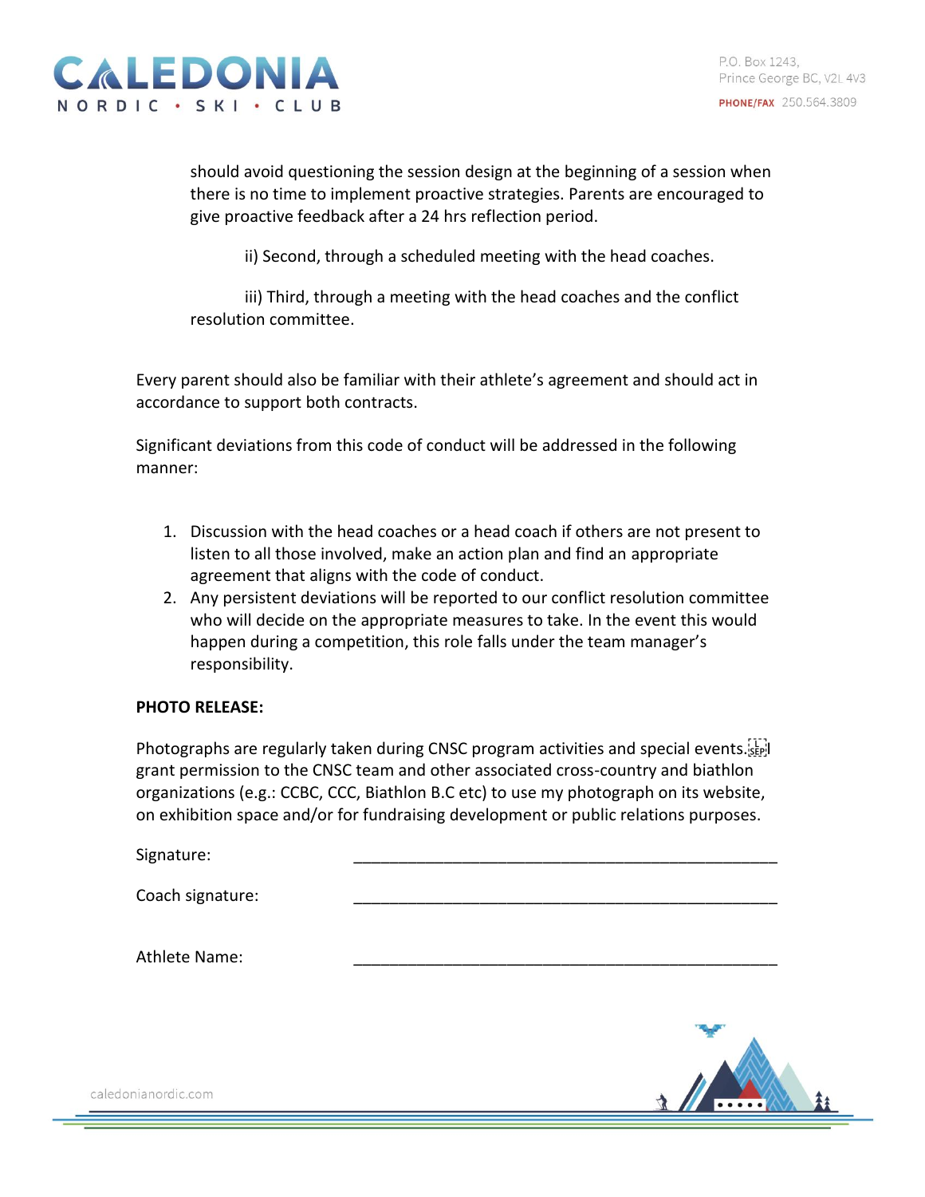should avoid questioning the session design at the beginning of a session when there is no time to implement proactive strategies. Parents are encouraged to give proactive feedback after a 24 hrs reflection period.

ii) Second, through a scheduled meeting with the head coaches.

iii) Third, through a meeting with the head coaches and the conflict resolution committee.

Every parent should also be familiar with their athlete's agreement and should act in accordance to support both contracts.

Significant deviations from this code of conduct will be addressed in the following manner:

1. Discussion with the head coaches or a head coach if others are not present to listen to all those involved, make an action plan and find an appropriate agreement that aligns with the code of conduct.
2. Any persistent deviations will be reported to our conflict resolution committee who will decide on the appropriate measures to take. In the event this would happen during a competition, this role falls under the team manager's responsibility.

**PHOTO RELEASE:**

Photographs are regularly taken during CNSC program activities and special events. I grant permission to the CNSC team and other associated cross-country and biathlon organizations (e.g.: CCBC, CCC, Biathlon B.C etc) to use my photograph on its website, on exhibition space and/or for fundraising development or public relations purposes.

Signature: ______________________________________________

Coach signature: ______________________________________________

Athlete Name: ______________________________________________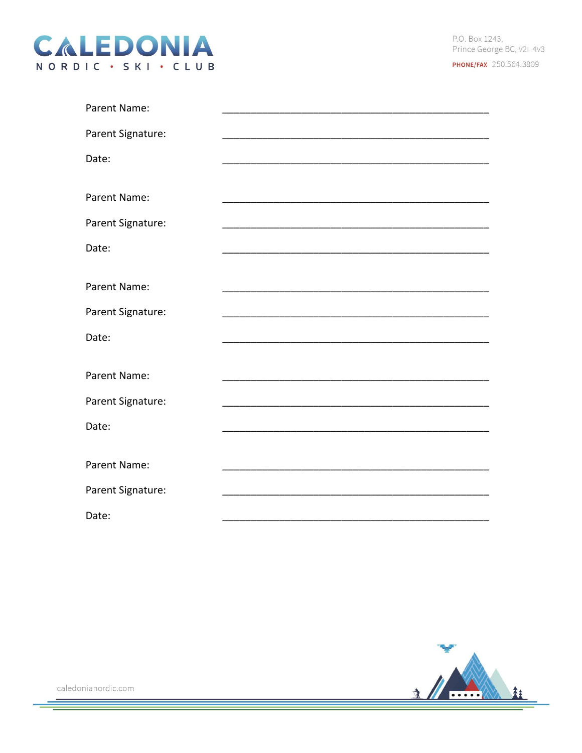Parent Name: _______________________________________________

Parent Signature: _______________________________________________

Date: _______________________________________________

Parent Name: _______________________________________________

Parent Signature: _______________________________________________

Date: _______________________________________________

Parent Name: _______________________________________________

Parent Signature: _______________________________________________

Date: _______________________________________________

Parent Name: _______________________________________________

Parent Signature: _______________________________________________

Date: _______________________________________________

Parent Name: _______________________________________________

Parent Signature: _______________________________________________

Date: _______________________________________________